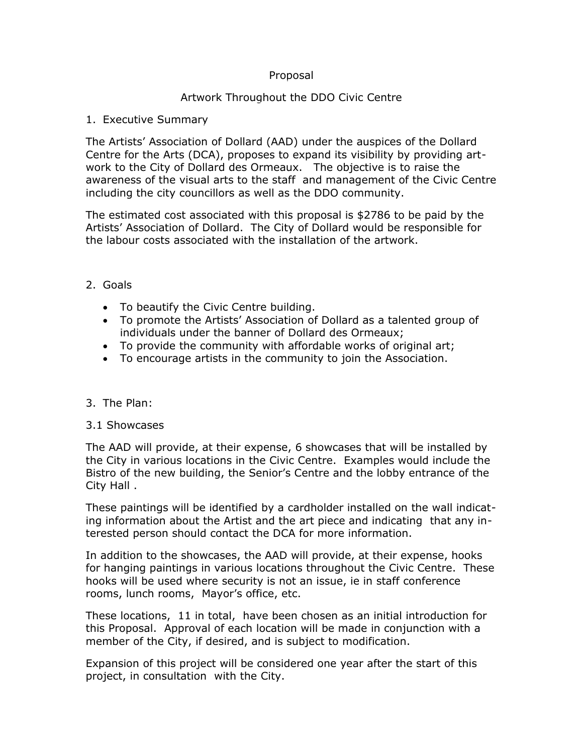# Proposal

## Artwork Throughout the DDO Civic Centre

## 1. Executive Summary

The Artists' Association of Dollard (AAD) under the auspices of the Dollard Centre for the Arts (DCA), proposes to expand its visibility by providing artwork to the City of Dollard des Ormeaux. The objective is to raise the awareness of the visual arts to the staff and management of the Civic Centre including the city councillors as well as the DDO community.

The estimated cost associated with this proposal is $2786 to be paid by the Artists' Association of Dollard. The City of Dollard would be responsible for the labour costs associated with the installation of the artwork.

## 2. Goals

- To beautify the Civic Centre building.
- To promote the Artists' Association of Dollard as a talented group of individuals under the banner of Dollard des Ormeaux;
- To provide the community with affordable works of original art;
- To encourage artists in the community to join the Association.

## 3. The Plan:

### 3.1 Showcases

The AAD will provide, at their expense, 6 showcases that will be installed by the City in various locations in the Civic Centre. Examples would include the Bistro of the new building, the Senior's Centre and the lobby entrance of the City Hall .

These paintings will be identified by a cardholder installed on the wall indicating information about the Artist and the art piece and indicating that any interested person should contact the DCA for more information.

In addition to the showcases, the AAD will provide, at their expense, hooks for hanging paintings in various locations throughout the Civic Centre. These hooks will be used where security is not an issue, ie in staff conference rooms, lunch rooms, Mayor's office, etc.

These locations, 11 in total, have been chosen as an initial introduction for this Proposal. Approval of each location will be made in conjunction with a member of the City, if desired, and is subject to modification.

Expansion of this project will be considered one year after the start of this project, in consultation with the City.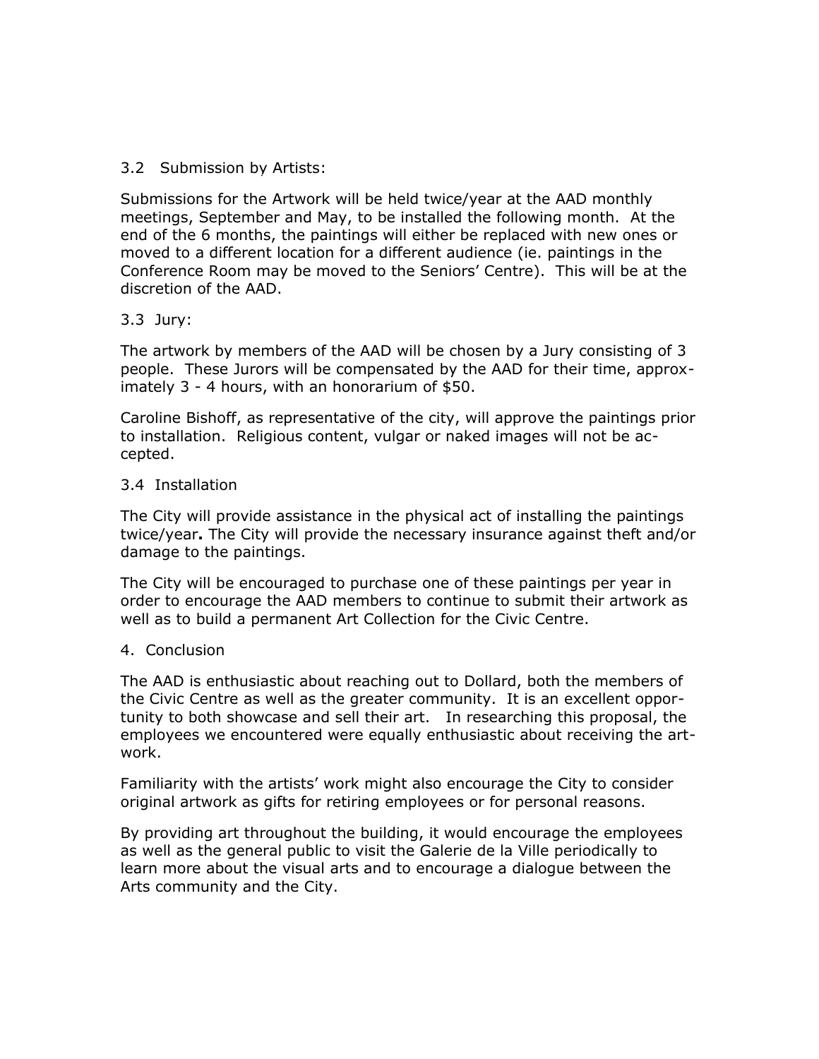### 3.2 Submission by Artists:

Submissions for the Artwork will be held twice/year at the AAD monthly meetings, September and May, to be installed the following month. At the end of the 6 months, the paintings will either be replaced with new ones or moved to a different location for a different audience (ie. paintings in the Conference Room may be moved to the Seniors' Centre). This will be at the discretion of the AAD.

### 3.3 Jury:

The artwork by members of the AAD will be chosen by a Jury consisting of 3 people. These Jurors will be compensated by the AAD for their time, approximately 3 - 4 hours, with an honorarium of $50.

Caroline Bishoff, as representative of the city, will approve the paintings prior to installation. Religious content, vulgar or naked images will not be accepted.

### 3.4 Installation

The City will provide assistance in the physical act of installing the paintings twice/year**.** The City will provide the necessary insurance against theft and/or damage to the paintings.

The City will be encouraged to purchase one of these paintings per year in order to encourage the AAD members to continue to submit their artwork as well as to build a permanent Art Collection for the Civic Centre.

## 4. Conclusion

The AAD is enthusiastic about reaching out to Dollard, both the members of the Civic Centre as well as the greater community. It is an excellent opportunity to both showcase and sell their art. In researching this proposal, the employees we encountered were equally enthusiastic about receiving the artwork.

Familiarity with the artists' work might also encourage the City to consider original artwork as gifts for retiring employees or for personal reasons.

By providing art throughout the building, it would encourage the employees as well as the general public to visit the Galerie de la Ville periodically to learn more about the visual arts and to encourage a dialogue between the Arts community and the City.